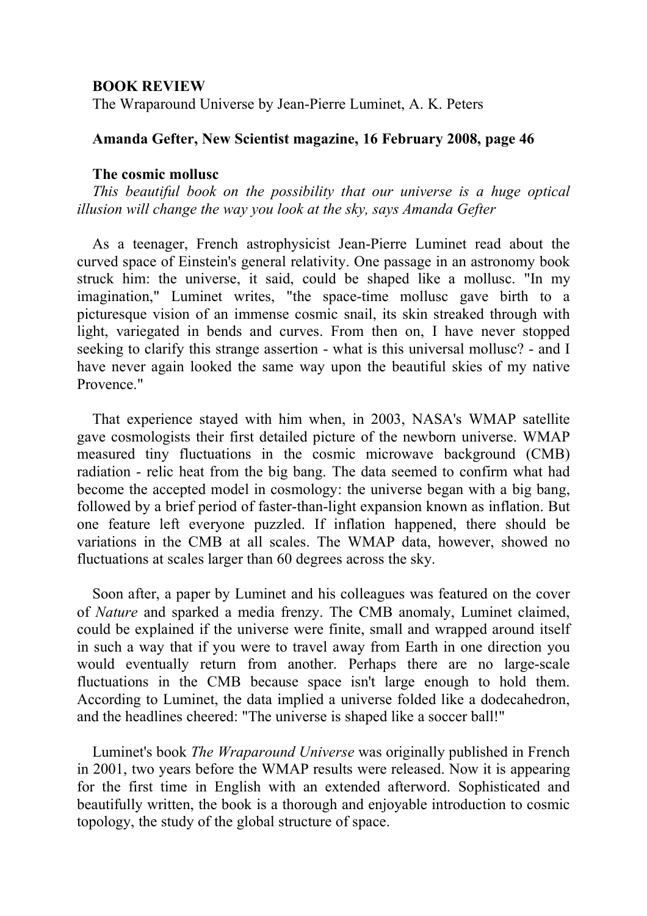**BOOK REVIEW**

The Wraparound Universe by Jean-Pierre Luminet, A. K. Peters

**Amanda Gefter, New Scientist magazine, 16 February 2008, page 46**

**The cosmic mollusc**

*This beautiful book on the possibility that our universe is a huge optical illusion will change the way you look at the sky, says Amanda Gefter*

As a teenager, French astrophysicist Jean-Pierre Luminet read about the curved space of Einstein's general relativity. One passage in an astronomy book struck him: the universe, it said, could be shaped like a mollusc. "In my imagination," Luminet writes, "the space-time mollusc gave birth to a picturesque vision of an immense cosmic snail, its skin streaked through with light, variegated in bends and curves. From then on, I have never stopped seeking to clarify this strange assertion - what is this universal mollusc? - and I have never again looked the same way upon the beautiful skies of my native Provence."

That experience stayed with him when, in 2003, NASA's WMAP satellite gave cosmologists their first detailed picture of the newborn universe. WMAP measured tiny fluctuations in the cosmic microwave background (CMB) radiation - relic heat from the big bang. The data seemed to confirm what had become the accepted model in cosmology: the universe began with a big bang, followed by a brief period of faster-than-light expansion known as inflation. But one feature left everyone puzzled. If inflation happened, there should be variations in the CMB at all scales. The WMAP data, however, showed no fluctuations at scales larger than 60 degrees across the sky.

Soon after, a paper by Luminet and his colleagues was featured on the cover of *Nature* and sparked a media frenzy. The CMB anomaly, Luminet claimed, could be explained if the universe were finite, small and wrapped around itself in such a way that if you were to travel away from Earth in one direction you would eventually return from another. Perhaps there are no large-scale fluctuations in the CMB because space isn't large enough to hold them. According to Luminet, the data implied a universe folded like a dodecahedron, and the headlines cheered: "The universe is shaped like a soccer ball!"

Luminet's book *The Wraparound Universe* was originally published in French in 2001, two years before the WMAP results were released. Now it is appearing for the first time in English with an extended afterword. Sophisticated and beautifully written, the book is a thorough and enjoyable introduction to cosmic topology, the study of the global structure of space.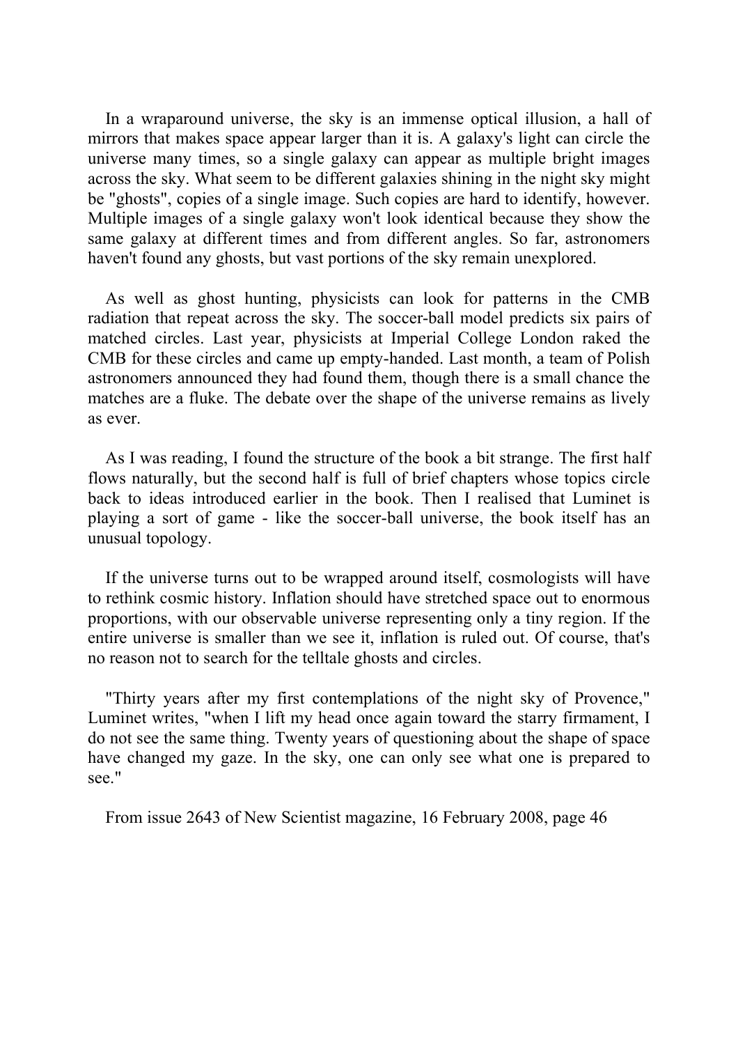In a wraparound universe, the sky is an immense optical illusion, a hall of mirrors that makes space appear larger than it is. A galaxy's light can circle the universe many times, so a single galaxy can appear as multiple bright images across the sky. What seem to be different galaxies shining in the night sky might be "ghosts", copies of a single image. Such copies are hard to identify, however. Multiple images of a single galaxy won't look identical because they show the same galaxy at different times and from different angles. So far, astronomers haven't found any ghosts, but vast portions of the sky remain unexplored.

As well as ghost hunting, physicists can look for patterns in the CMB radiation that repeat across the sky. The soccer-ball model predicts six pairs of matched circles. Last year, physicists at Imperial College London raked the CMB for these circles and came up empty-handed. Last month, a team of Polish astronomers announced they had found them, though there is a small chance the matches are a fluke. The debate over the shape of the universe remains as lively as ever.

As I was reading, I found the structure of the book a bit strange. The first half flows naturally, but the second half is full of brief chapters whose topics circle back to ideas introduced earlier in the book. Then I realised that Luminet is playing a sort of game - like the soccer-ball universe, the book itself has an unusual topology.

If the universe turns out to be wrapped around itself, cosmologists will have to rethink cosmic history. Inflation should have stretched space out to enormous proportions, with our observable universe representing only a tiny region. If the entire universe is smaller than we see it, inflation is ruled out. Of course, that's no reason not to search for the telltale ghosts and circles.

"Thirty years after my first contemplations of the night sky of Provence," Luminet writes, "when I lift my head once again toward the starry firmament, I do not see the same thing. Twenty years of questioning about the shape of space have changed my gaze. In the sky, one can only see what one is prepared to see."

From issue 2643 of New Scientist magazine, 16 February 2008, page 46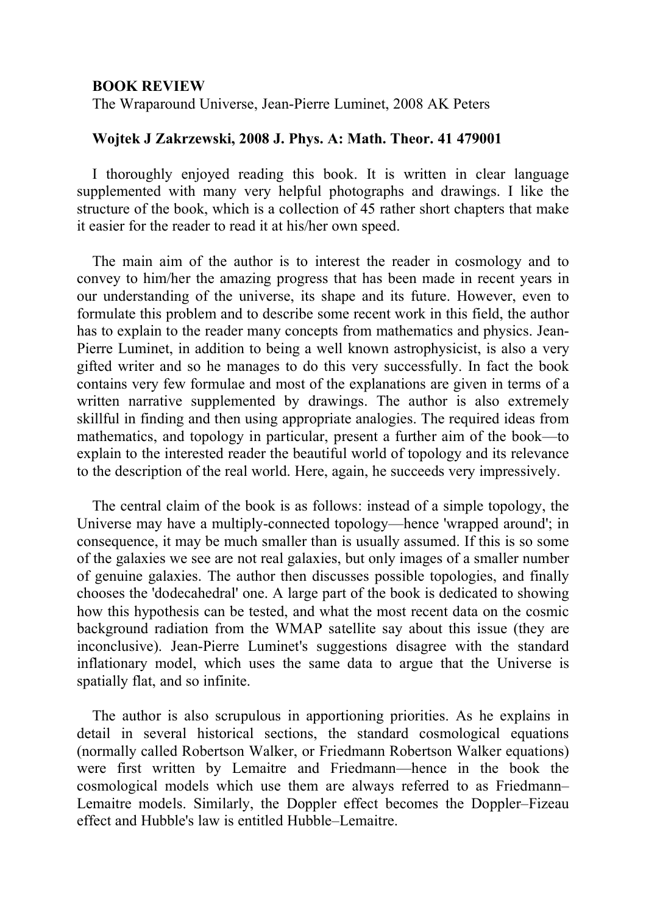**BOOK REVIEW**

The Wraparound Universe, Jean-Pierre Luminet, 2008 AK Peters

**Wojtek J Zakrzewski, 2008 J. Phys. A: Math. Theor. 41 479001**

I thoroughly enjoyed reading this book. It is written in clear language supplemented with many very helpful photographs and drawings. I like the structure of the book, which is a collection of 45 rather short chapters that make it easier for the reader to read it at his/her own speed.

The main aim of the author is to interest the reader in cosmology and to convey to him/her the amazing progress that has been made in recent years in our understanding of the universe, its shape and its future. However, even to formulate this problem and to describe some recent work in this field, the author has to explain to the reader many concepts from mathematics and physics. Jean-Pierre Luminet, in addition to being a well known astrophysicist, is also a very gifted writer and so he manages to do this very successfully. In fact the book contains very few formulae and most of the explanations are given in terms of a written narrative supplemented by drawings. The author is also extremely skillful in finding and then using appropriate analogies. The required ideas from mathematics, and topology in particular, present a further aim of the book—to explain to the interested reader the beautiful world of topology and its relevance to the description of the real world. Here, again, he succeeds very impressively.

The central claim of the book is as follows: instead of a simple topology, the Universe may have a multiply-connected topology—hence 'wrapped around'; in consequence, it may be much smaller than is usually assumed. If this is so some of the galaxies we see are not real galaxies, but only images of a smaller number of genuine galaxies. The author then discusses possible topologies, and finally chooses the 'dodecahedral' one. A large part of the book is dedicated to showing how this hypothesis can be tested, and what the most recent data on the cosmic background radiation from the WMAP satellite say about this issue (they are inconclusive). Jean-Pierre Luminet's suggestions disagree with the standard inflationary model, which uses the same data to argue that the Universe is spatially flat, and so infinite.

The author is also scrupulous in apportioning priorities. As he explains in detail in several historical sections, the standard cosmological equations (normally called Robertson Walker, or Friedmann Robertson Walker equations) were first written by Lemaitre and Friedmann—hence in the book the cosmological models which use them are always referred to as Friedmann–Lemaitre models. Similarly, the Doppler effect becomes the Doppler–Fizeau effect and Hubble's law is entitled Hubble–Lemaitre.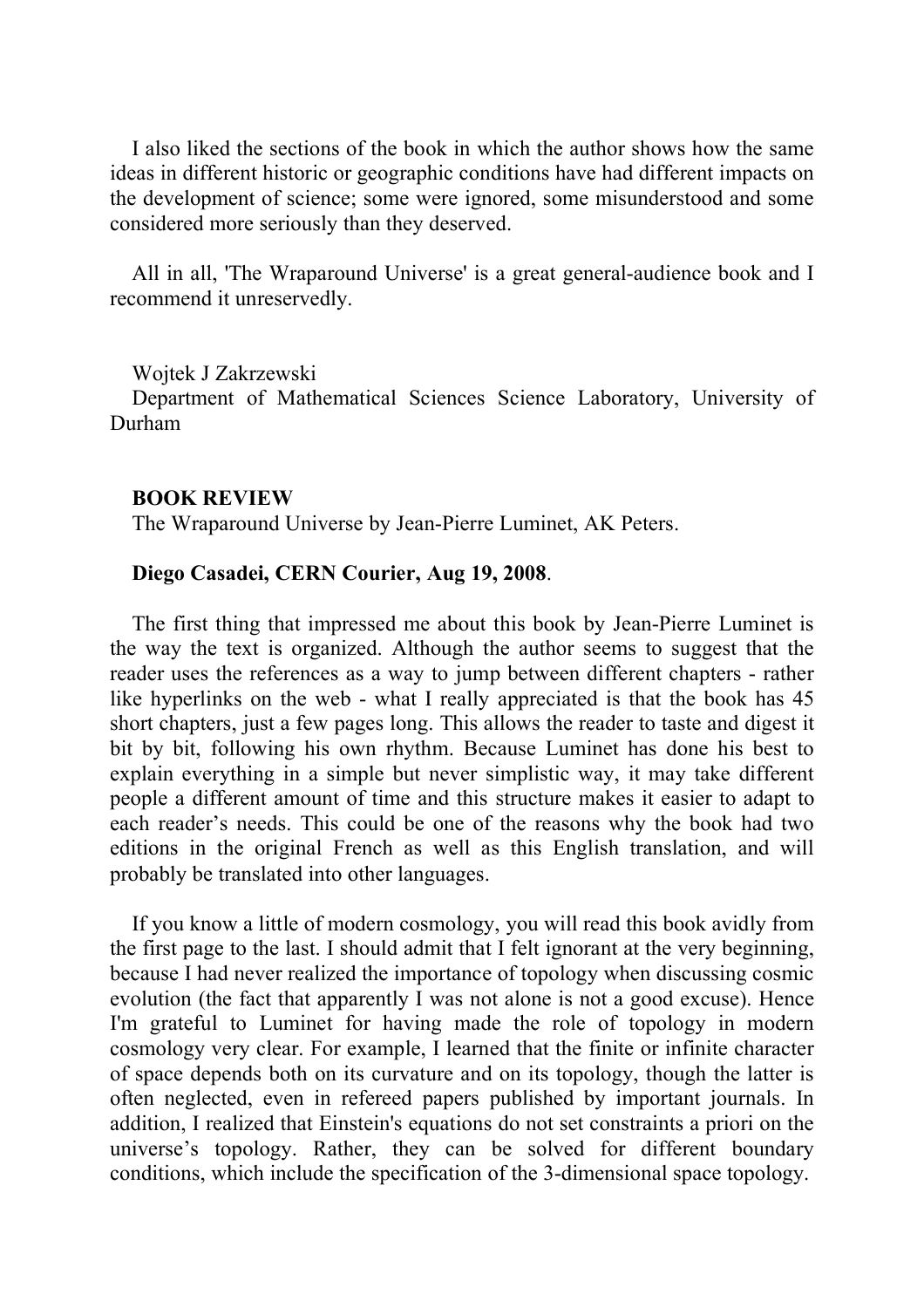I also liked the sections of the book in which the author shows how the same ideas in different historic or geographic conditions have had different impacts on the development of science; some were ignored, some misunderstood and some considered more seriously than they deserved.

All in all, 'The Wraparound Universe' is a great general-audience book and I recommend it unreservedly.

Wojtek J Zakrzewski
Department of Mathematical Sciences Science Laboratory, University of Durham

**BOOK REVIEW**
The Wraparound Universe by Jean-Pierre Luminet, AK Peters.

**Diego Casadei, CERN Courier, Aug 19, 2008**.

The first thing that impressed me about this book by Jean-Pierre Luminet is the way the text is organized. Although the author seems to suggest that the reader uses the references as a way to jump between different chapters - rather like hyperlinks on the web - what I really appreciated is that the book has 45 short chapters, just a few pages long. This allows the reader to taste and digest it bit by bit, following his own rhythm. Because Luminet has done his best to explain everything in a simple but never simplistic way, it may take different people a different amount of time and this structure makes it easier to adapt to each reader's needs. This could be one of the reasons why the book had two editions in the original French as well as this English translation, and will probably be translated into other languages.

If you know a little of modern cosmology, you will read this book avidly from the first page to the last. I should admit that I felt ignorant at the very beginning, because I had never realized the importance of topology when discussing cosmic evolution (the fact that apparently I was not alone is not a good excuse). Hence I'm grateful to Luminet for having made the role of topology in modern cosmology very clear. For example, I learned that the finite or infinite character of space depends both on its curvature and on its topology, though the latter is often neglected, even in refereed papers published by important journals. In addition, I realized that Einstein's equations do not set constraints a priori on the universe's topology. Rather, they can be solved for different boundary conditions, which include the specification of the 3-dimensional space topology.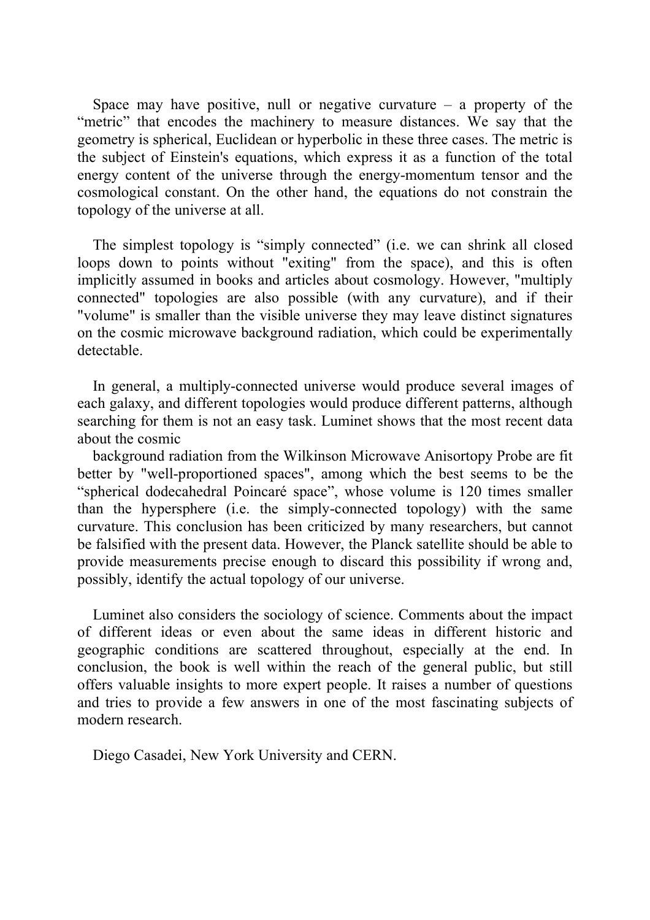Space may have positive, null or negative curvature – a property of the "metric" that encodes the machinery to measure distances. We say that the geometry is spherical, Euclidean or hyperbolic in these three cases. The metric is the subject of Einstein's equations, which express it as a function of the total energy content of the universe through the energy-momentum tensor and the cosmological constant. On the other hand, the equations do not constrain the topology of the universe at all.

The simplest topology is "simply connected" (i.e. we can shrink all closed loops down to points without "exiting" from the space), and this is often implicitly assumed in books and articles about cosmology. However, "multiply connected" topologies are also possible (with any curvature), and if their "volume" is smaller than the visible universe they may leave distinct signatures on the cosmic microwave background radiation, which could be experimentally detectable.

In general, a multiply-connected universe would produce several images of each galaxy, and different topologies would produce different patterns, although searching for them is not an easy task. Luminet shows that the most recent data about the cosmic background radiation from the Wilkinson Microwave Anisortopy Probe are fit better by "well-proportioned spaces", among which the best seems to be the "spherical dodecahedral Poincaré space", whose volume is 120 times smaller than the hypersphere (i.e. the simply-connected topology) with the same curvature. This conclusion has been criticized by many researchers, but cannot be falsified with the present data. However, the Planck satellite should be able to provide measurements precise enough to discard this possibility if wrong and, possibly, identify the actual topology of our universe.

Luminet also considers the sociology of science. Comments about the impact of different ideas or even about the same ideas in different historic and geographic conditions are scattered throughout, especially at the end. In conclusion, the book is well within the reach of the general public, but still offers valuable insights to more expert people. It raises a number of questions and tries to provide a few answers in one of the most fascinating subjects of modern research.

Diego Casadei, New York University and CERN.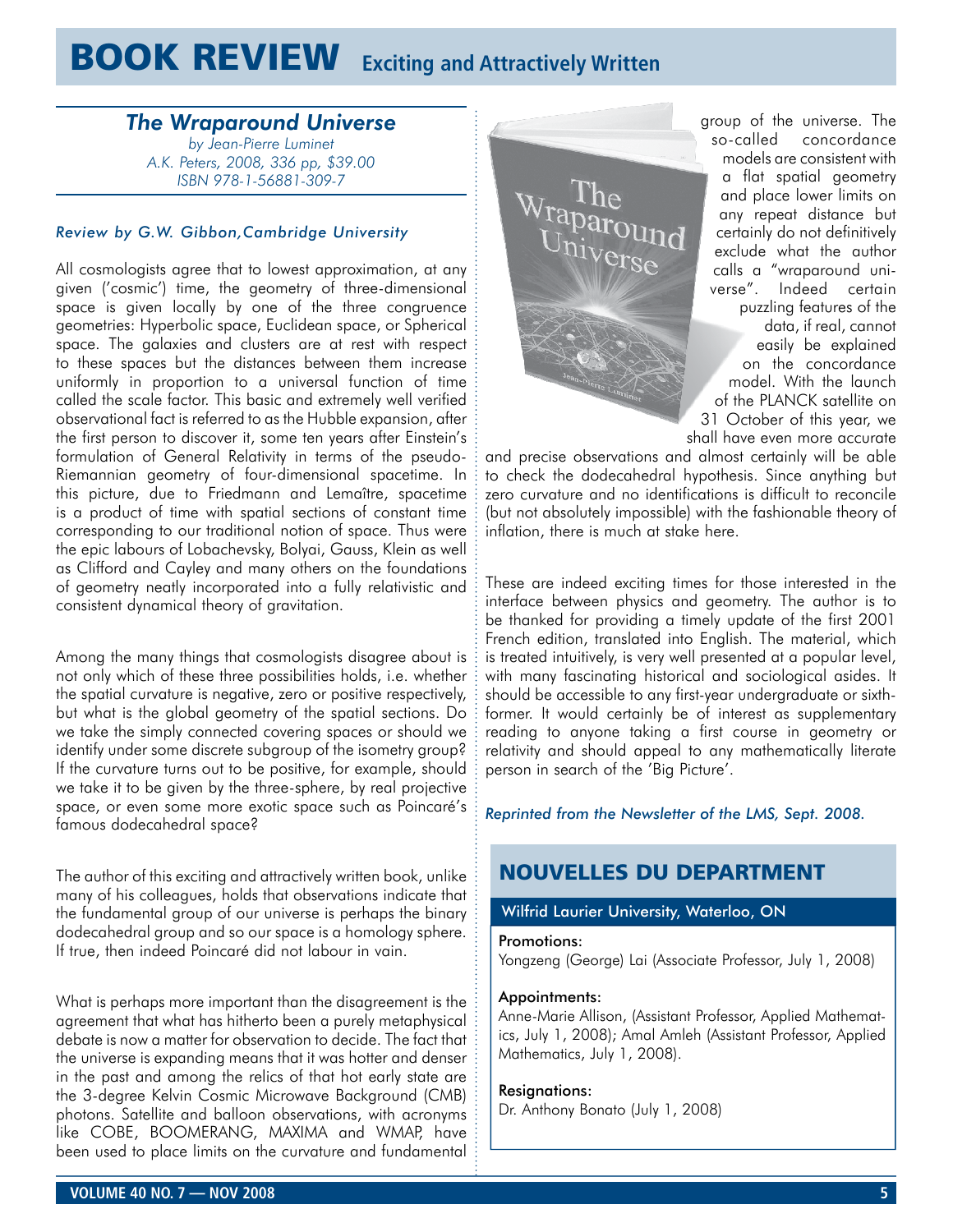# BOOK REVIEW Exciting and Attractively Written

## *The Wraparound Universe*

*by Jean-Pierre Luminet*
*A.K. Peters, 2008, 336 pp, $39.00*
*ISBN 978-1-56881-309-7*

*Review by G.W. Gibbon, Cambridge University*

All cosmologists agree that to lowest approximation, at any given ('cosmic') time, the geometry of three-dimensional space is given locally by one of the three congruence geometries: Hyperbolic space, Euclidean space, or Spherical space. The galaxies and clusters are at rest with respect to these spaces but the distances between them increase uniformly in proportion to a universal function of time called the scale factor. This basic and extremely well verified observational fact is referred to as the Hubble expansion, after the first person to discover it, some ten years after Einstein's formulation of General Relativity in terms of the pseudo-Riemannian geometry of four-dimensional spacetime. In this picture, due to Friedmann and Lemaître, spacetime is a product of time with spatial sections of constant time corresponding to our traditional notion of space. Thus were the epic labours of Lobachevsky, Bolyai, Gauss, Klein as well as Clifford and Cayley and many others on the foundations of geometry neatly incorporated into a fully relativistic and consistent dynamical theory of gravitation.

Among the many things that cosmologists disagree about is not only which of these three possibilities holds, i.e. whether the spatial curvature is negative, zero or positive respectively, but what is the global geometry of the spatial sections. Do we take the simply connected covering spaces or should we identify under some discrete subgroup of the isometry group? If the curvature turns out to be positive, for example, should we take it to be given by the three-sphere, by real projective space, or even some more exotic space such as Poincaré's famous dodecahedral space?

The author of this exciting and attractively written book, unlike many of his colleagues, holds that observations indicate that the fundamental group of our universe is perhaps the binary dodecahedral group and so our space is a homology sphere. If true, then indeed Poincaré did not labour in vain.

What is perhaps more important than the disagreement is the agreement that what has hitherto been a purely metaphysical debate is now a matter for observation to decide. The fact that the universe is expanding means that it was hotter and denser in the past and among the relics of that hot early state are the 3-degree Kelvin Cosmic Microwave Background (CMB) photons. Satellite and balloon observations, with acronyms like COBE, BOOMERANG, MAXIMA and WMAP, have been used to place limits on the curvature and fundamental group of the universe. The so-called concordance models are consistent with a flat spatial geometry and place lower limits on any repeat distance but certainly do not definitively exclude what the author calls a "wraparound universe". Indeed certain puzzling features of the data, if real, cannot easily be explained on the concordance model. With the launch of the PLANCK satellite on 31 October of this year, we shall have even more accurate and precise observations and almost certainly will be able to check the dodecahedral hypothesis. Since anything but zero curvature and no identifications is difficult to reconcile (but not absolutely impossible) with the fashionable theory of inflation, there is much at stake here.

These are indeed exciting times for those interested in the interface between physics and geometry. The author is to be thanked for providing a timely update of the first 2001 French edition, translated into English. The material, which is treated intuitively, is very well presented at a popular level, with many fascinating historical and sociological asides. It should be accessible to any first-year undergraduate or sixth-former. It would certainly be of interest as supplementary reading to anyone taking a first course in geometry or relativity and should appeal to any mathematically literate person in search of the 'Big Picture'.

*Reprinted from the Newsletter of the LMS, Sept. 2008.*

## NOUVELLES DU DEPARTMENT

### Wilfrid Laurier University, Waterloo, ON

**Promotions:**
Yongzeng (George) Lai (Associate Professor, July 1, 2008)

**Appointments:**
Anne-Marie Allison, (Assistant Professor, Applied Mathematics, July 1, 2008); Amal Amleh (Assistant Professor, Applied Mathematics, July 1, 2008).

**Resignations:**
Dr. Anthony Bonato (July 1, 2008)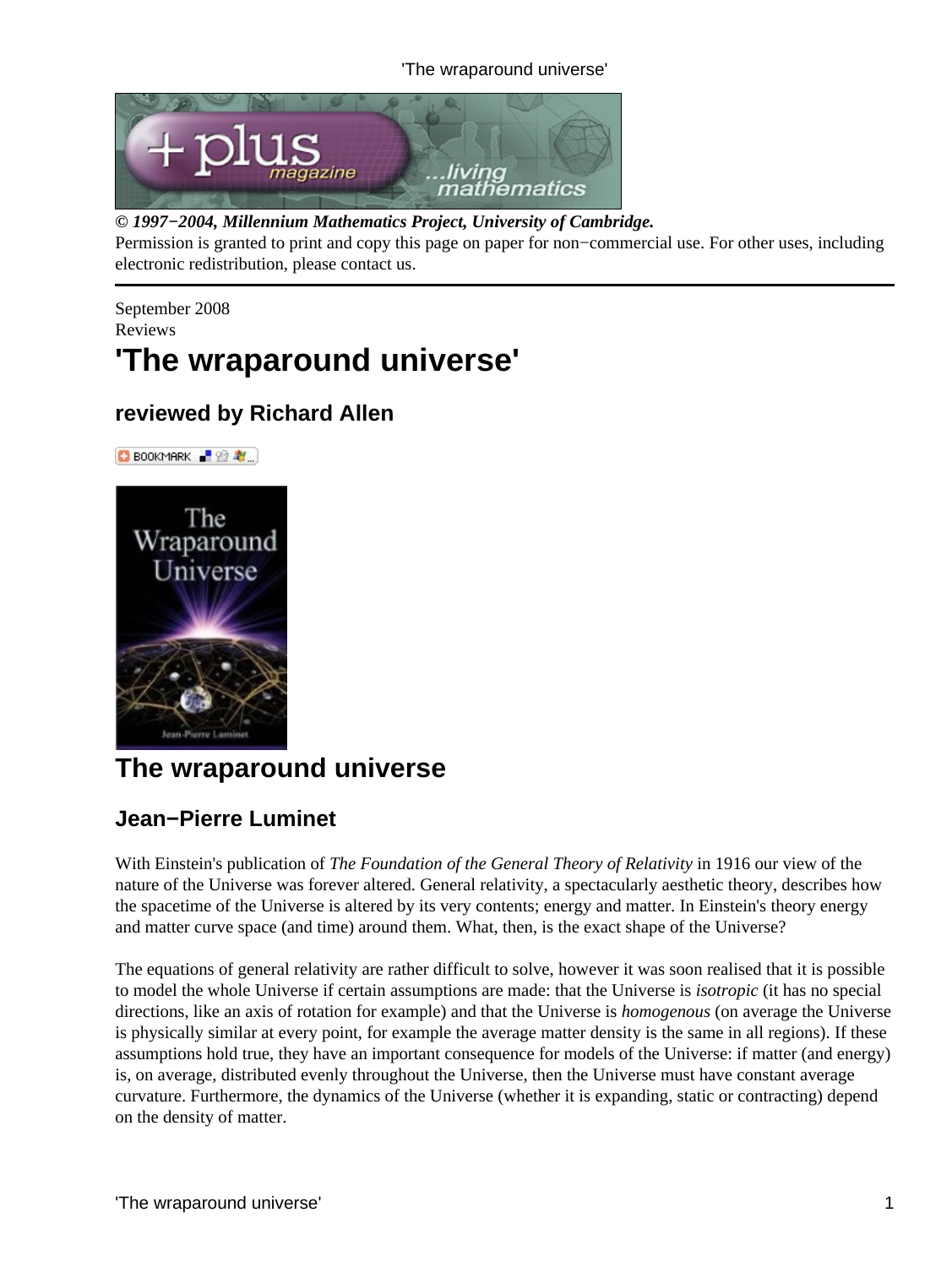**© 1997−2004, Millennium Mathematics Project, University of Cambridge.**
Permission is granted to print and copy this page on paper for non−commercial use. For other uses, including electronic redistribution, please contact us.

September 2008
Reviews

# 'The wraparound universe'

### reviewed by Richard Allen

## The wraparound universe

### Jean−Pierre Luminet

With Einstein's publication of *The Foundation of the General Theory of Relativity* in 1916 our view of the nature of the Universe was forever altered. General relativity, a spectacularly aesthetic theory, describes how the spacetime of the Universe is altered by its very contents; energy and matter. In Einstein's theory energy and matter curve space (and time) around them. What, then, is the exact shape of the Universe?

The equations of general relativity are rather difficult to solve, however it was soon realised that it is possible to model the whole Universe if certain assumptions are made: that the Universe is *isotropic* (it has no special directions, like an axis of rotation for example) and that the Universe is *homogenous* (on average the Universe is physically similar at every point, for example the average matter density is the same in all regions). If these assumptions hold true, they have an important consequence for models of the Universe: if matter (and energy) is, on average, distributed evenly throughout the Universe, then the Universe must have constant average curvature. Furthermore, the dynamics of the Universe (whether it is expanding, static or contracting) depend on the density of matter.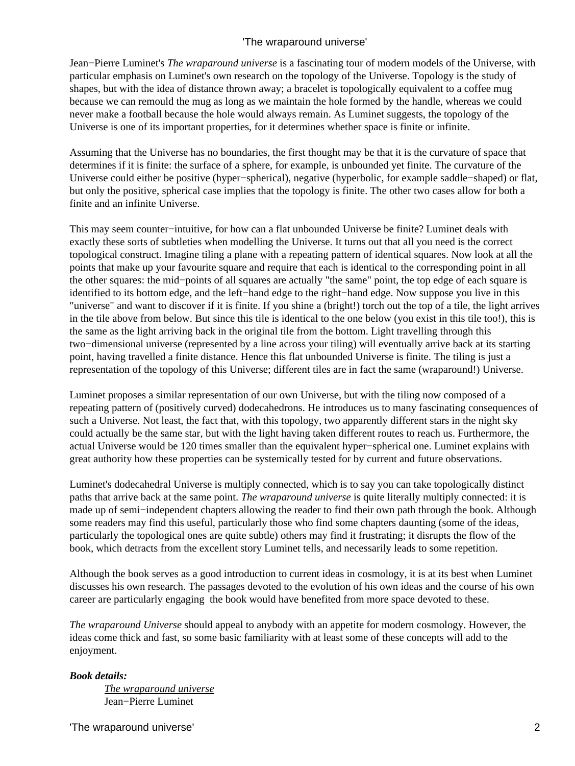Jean−Pierre Luminet's *The wraparound universe* is a fascinating tour of modern models of the Universe, with particular emphasis on Luminet's own research on the topology of the Universe. Topology is the study of shapes, but with the idea of distance thrown away; a bracelet is topologically equivalent to a coffee mug because we can remould the mug as long as we maintain the hole formed by the handle, whereas we could never make a football because the hole would always remain. As Luminet suggests, the topology of the Universe is one of its important properties, for it determines whether space is finite or infinite.

Assuming that the Universe has no boundaries, the first thought may be that it is the curvature of space that determines if it is finite: the surface of a sphere, for example, is unbounded yet finite. The curvature of the Universe could either be positive (hyper−spherical), negative (hyperbolic, for example saddle−shaped) or flat, but only the positive, spherical case implies that the topology is finite. The other two cases allow for both a finite and an infinite Universe.

This may seem counter−intuitive, for how can a flat unbounded Universe be finite? Luminet deals with exactly these sorts of subtleties when modelling the Universe. It turns out that all you need is the correct topological construct. Imagine tiling a plane with a repeating pattern of identical squares. Now look at all the points that make up your favourite square and require that each is identical to the corresponding point in all the other squares: the mid−points of all squares are actually "the same" point, the top edge of each square is identified to its bottom edge, and the left−hand edge to the right−hand edge. Now suppose you live in this "universe" and want to discover if it is finite. If you shine a (bright!) torch out the top of a tile, the light arrives in the tile above from below. But since this tile is identical to the one below (you exist in this tile too!), this is the same as the light arriving back in the original tile from the bottom. Light travelling through this two−dimensional universe (represented by a line across your tiling) will eventually arrive back at its starting point, having travelled a finite distance. Hence this flat unbounded Universe is finite. The tiling is just a representation of the topology of this Universe; different tiles are in fact the same (wraparound!) Universe.

Luminet proposes a similar representation of our own Universe, but with the tiling now composed of a repeating pattern of (positively curved) dodecahedrons. He introduces us to many fascinating consequences of such a Universe. Not least, the fact that, with this topology, two apparently different stars in the night sky could actually be the same star, but with the light having taken different routes to reach us. Furthermore, the actual Universe would be 120 times smaller than the equivalent hyper−spherical one. Luminet explains with great authority how these properties can be systemically tested for by current and future observations.

Luminet's dodecahedral Universe is multiply connected, which is to say you can take topologically distinct paths that arrive back at the same point. *The wraparound universe* is quite literally multiply connected: it is made up of semi−independent chapters allowing the reader to find their own path through the book. Although some readers may find this useful, particularly those who find some chapters daunting (some of the ideas, particularly the topological ones are quite subtle) others may find it frustrating; it disrupts the flow of the book, which detracts from the excellent story Luminet tells, and necessarily leads to some repetition.

Although the book serves as a good introduction to current ideas in cosmology, it is at its best when Luminet discusses his own research. The passages devoted to the evolution of his own ideas and the course of his own career are particularly engaging  the book would have benefited from more space devoted to these.

*The wraparound Universe* should appeal to anybody with an appetite for modern cosmology. However, the ideas come thick and fast, so some basic familiarity with at least some of these concepts will add to the enjoyment.

***Book details:***

The wraparound universe
Jean−Pierre Luminet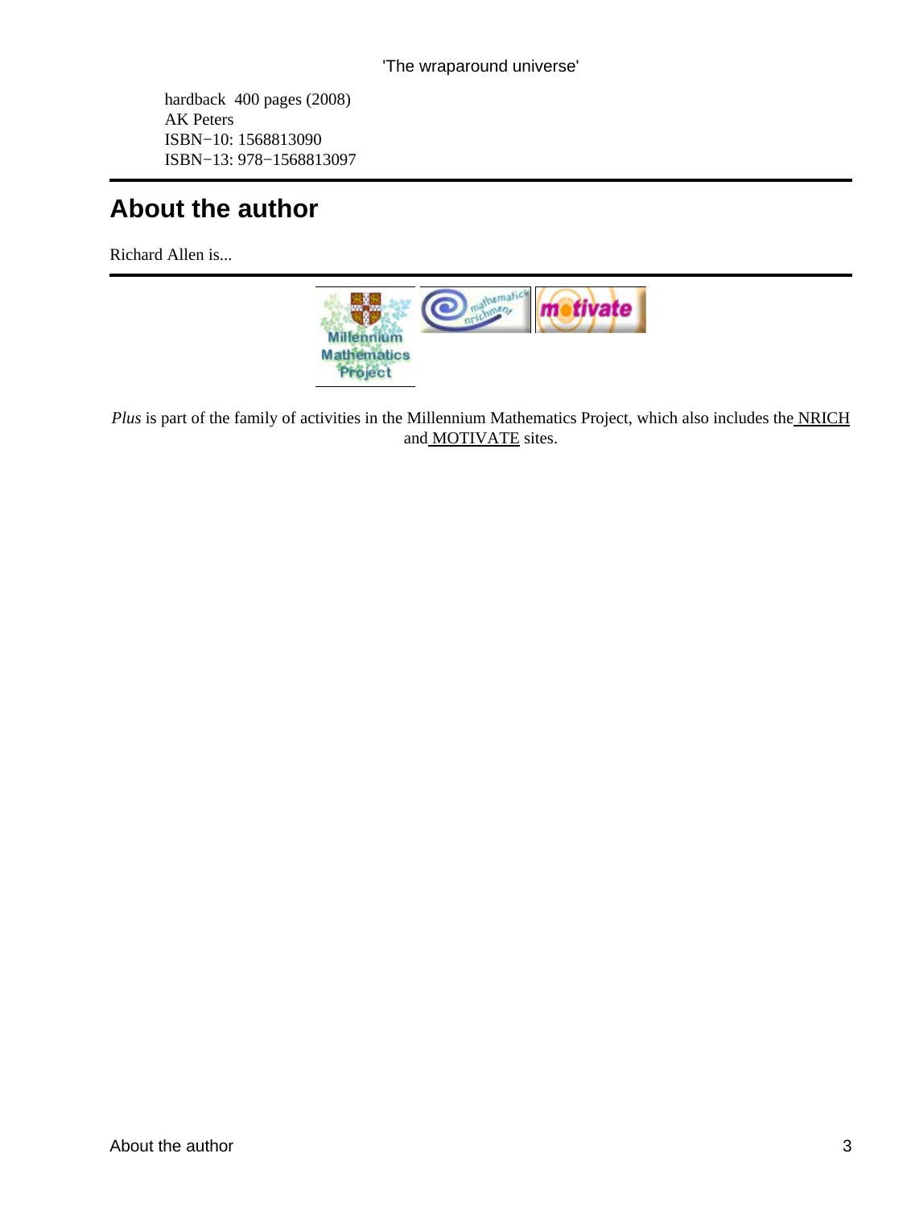hardback 400 pages (2008)
AK Peters
ISBN−10: 1568813090
ISBN−13: 978−1568813097

## About the author

Richard Allen is...

*Plus* is part of the family of activities in the Millennium Mathematics Project, which also includes the NRICH and MOTIVATE sites.